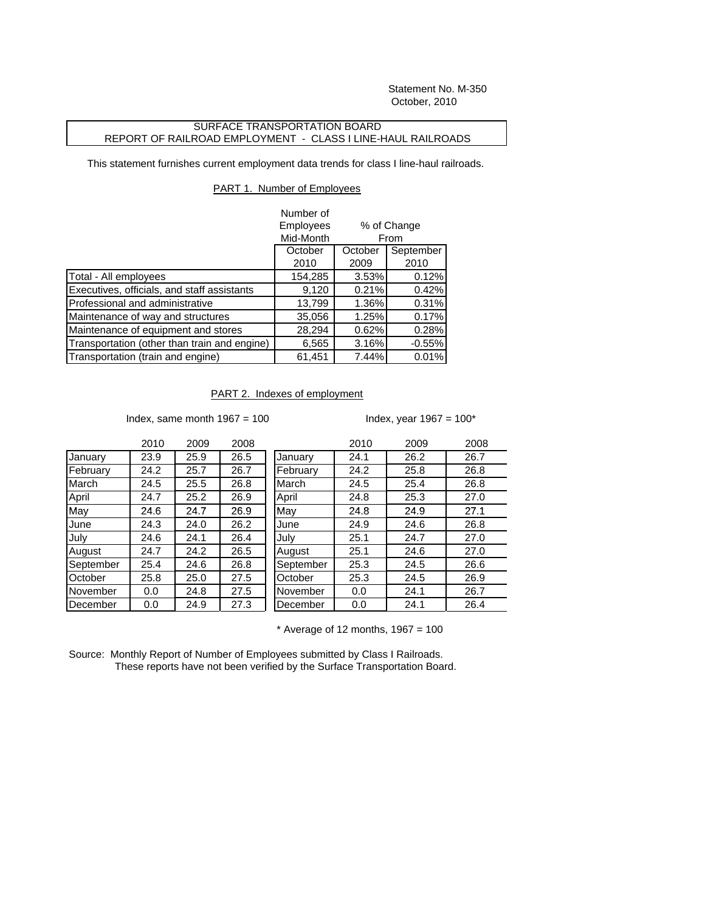Statement No. M-350
October, 2010

# SURFACE TRANSPORTATION BOARD
## REPORT OF RAILROAD EMPLOYMENT - CLASS I LINE-HAUL RAILROADS

This statement furnishes current employment data trends for class I line-haul railroads.

### PART 1. Number of Employees

| | Number of Employees Mid-Month | % of Change From | |
|---|---|---|---|
| | October 2010 | October 2009 | September 2010 |
| Total - All employees | 154,285 | 3.53% | 0.12% |
| Executives, officials, and staff assistants | 9,120 | 0.21% | 0.42% |
| Professional and administrative | 13,799 | 1.36% | 0.31% |
| Maintenance of way and structures | 35,056 | 1.25% | 0.17% |
| Maintenance of equipment and stores | 28,294 | 0.62% | 0.28% |
| Transportation (other than train and engine) | 6,565 | 3.16% | -0.55% |
| Transportation (train and engine) | 61,451 | 7.44% | 0.01% |

### PART 2. Indexes of employment

Index, same month 1967 = 100

| | 2010 | 2009 | 2008 |
|---|---|---|---|
| January | 23.9 | 25.9 | 26.5 |
| February | 24.2 | 25.7 | 26.7 |
| March | 24.5 | 25.5 | 26.8 |
| April | 24.7 | 25.2 | 26.9 |
| May | 24.6 | 24.7 | 26.9 |
| June | 24.3 | 24.0 | 26.2 |
| July | 24.6 | 24.1 | 26.4 |
| August | 24.7 | 24.2 | 26.5 |
| September | 25.4 | 24.6 | 26.8 |
| October | 25.8 | 25.0 | 27.5 |
| November | 0.0 | 24.8 | 27.5 |
| December | 0.0 | 24.9 | 27.3 |

Index, year 1967 = 100*

| | 2010 | 2009 | 2008 |
|---|---|---|---|
| January | 24.1 | 26.2 | 26.7 |
| February | 24.2 | 25.8 | 26.8 |
| March | 24.5 | 25.4 | 26.8 |
| April | 24.8 | 25.3 | 27.0 |
| May | 24.8 | 24.9 | 27.1 |
| June | 24.9 | 24.6 | 26.8 |
| July | 25.1 | 24.7 | 27.0 |
| August | 25.1 | 24.6 | 27.0 |
| September | 25.3 | 24.5 | 26.6 |
| October | 25.3 | 24.5 | 26.9 |
| November | 0.0 | 24.1 | 26.7 |
| December | 0.0 | 24.1 | 26.4 |

* Average of 12 months, 1967 = 100

Source: Monthly Report of Number of Employees submitted by Class I Railroads.
These reports have not been verified by the Surface Transportation Board.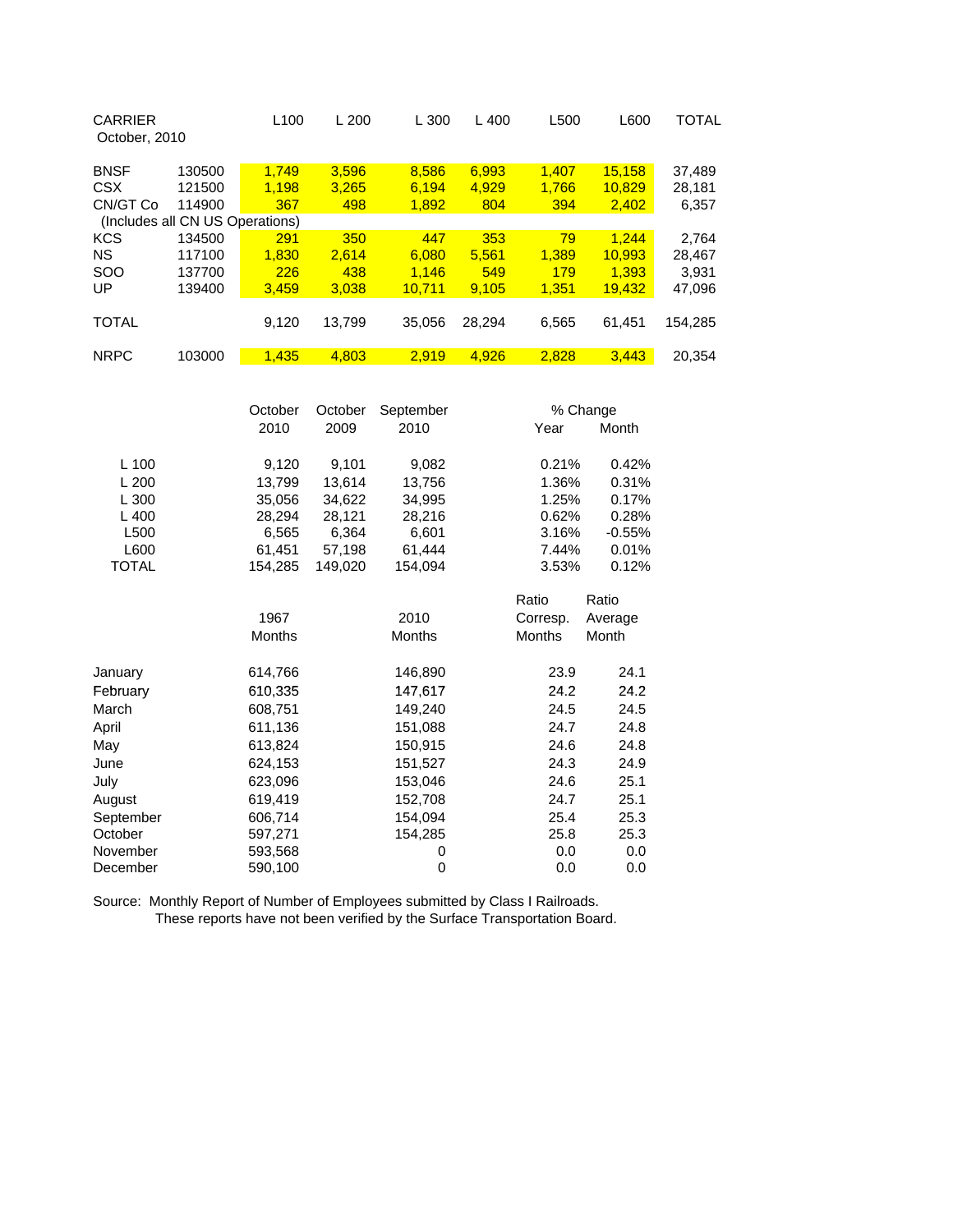| CARRIER<br>October, 2010 | | L100 | L 200 | L 300 | L 400 | L500 | L600 | TOTAL |
|---|---|---|---|---|---|---|---|---|
| BNSF | 130500 | 1,749 | 3,596 | 8,586 | 6,993 | 1,407 | 15,158 | 37,489 |
| CSX | 121500 | 1,198 | 3,265 | 6,194 | 4,929 | 1,766 | 10,829 | 28,181 |
| CN/GT Co | 114900 | 367 | 498 | 1,892 | 804 | 394 | 2,402 | 6,357 |
| (Includes all CN US Operations) | | | | | | | | |
| KCS | 134500 | 291 | 350 | 447 | 353 | 79 | 1,244 | 2,764 |
| NS | 117100 | 1,830 | 2,614 | 6,080 | 5,561 | 1,389 | 10,993 | 28,467 |
| SOO | 137700 | 226 | 438 | 1,146 | 549 | 179 | 1,393 | 3,931 |
| UP | 139400 | 3,459 | 3,038 | 10,711 | 9,105 | 1,351 | 19,432 | 47,096 |
| TOTAL | | 9,120 | 13,799 | 35,056 | 28,294 | 6,565 | 61,451 | 154,285 |
| NRPC | 103000 | 1,435 | 4,803 | 2,919 | 4,926 | 2,828 | 3,443 | 20,354 |

| | October 2010 | October 2009 | September 2010 | % Change Year | % Change Month |
|---|---|---|---|---|---|
| L 100 | 9,120 | 9,101 | 9,082 | 0.21% | 0.42% |
| L 200 | 13,799 | 13,614 | 13,756 | 1.36% | 0.31% |
| L 300 | 35,056 | 34,622 | 34,995 | 1.25% | 0.17% |
| L 400 | 28,294 | 28,121 | 28,216 | 0.62% | 0.28% |
| L500 | 6,565 | 6,364 | 6,601 | 3.16% | -0.55% |
| L600 | 61,451 | 57,198 | 61,444 | 7.44% | 0.01% |
| TOTAL | 154,285 | 149,020 | 154,094 | 3.53% | 0.12% |

| | 1967 Months | 2010 Months | Ratio Corresp. Months | Ratio Average Month |
|---|---|---|---|---|
| January | 614,766 | 146,890 | 23.9 | 24.1 |
| February | 610,335 | 147,617 | 24.2 | 24.2 |
| March | 608,751 | 149,240 | 24.5 | 24.5 |
| April | 611,136 | 151,088 | 24.7 | 24.8 |
| May | 613,824 | 150,915 | 24.6 | 24.8 |
| June | 624,153 | 151,527 | 24.3 | 24.9 |
| July | 623,096 | 153,046 | 24.6 | 25.1 |
| August | 619,419 | 152,708 | 24.7 | 25.1 |
| September | 606,714 | 154,094 | 25.4 | 25.3 |
| October | 597,271 | 154,285 | 25.8 | 25.3 |
| November | 593,568 | 0 | 0.0 | 0.0 |
| December | 590,100 | 0 | 0.0 | 0.0 |

Source: Monthly Report of Number of Employees submitted by Class I Railroads.
These reports have not been verified by the Surface Transportation Board.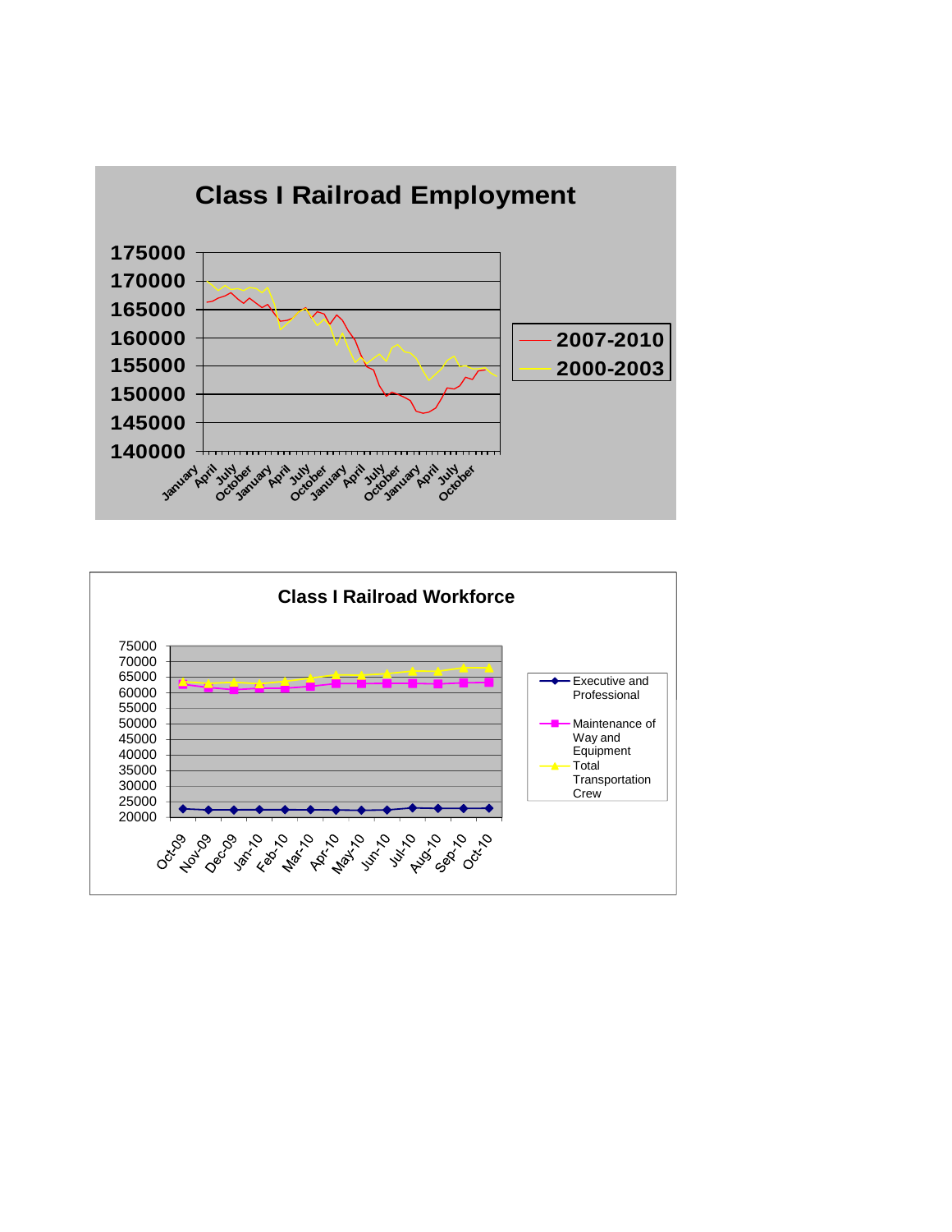**Class I Railroad Employment**

175000
170000
165000
160000
155000
150000
145000
140000

January
April
July
October
January
April
July
October
January
April
July
October
January
April
July
October

2007-2010
2000-2003

**Class I Railroad Workforce**

75000
70000
65000
60000
55000
50000
45000
40000
35000
30000
25000
20000

Oct-09
Nov-09
Dec-09
Jan-10
Feb-10
Mar-10
Apr-10
May-10
Jun-10
Jul-10
Aug-10
Sep-10
Oct-10

Executive and Professional
Maintenance of Way and Equipment
Total Transportation Crew